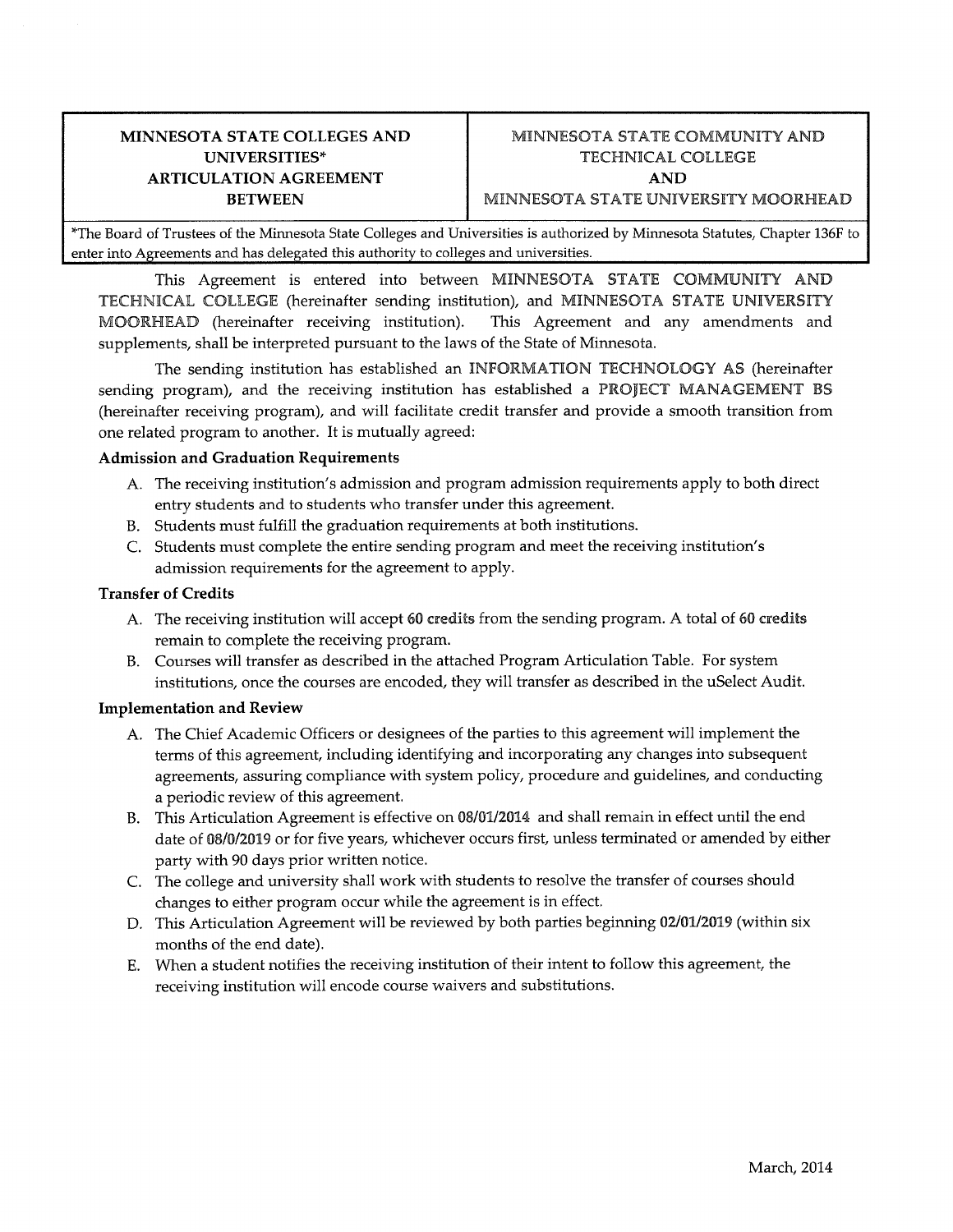| MINNESOTA STATE COLLEGES AND UNIVERSITIES* ARTICULATION AGREEMENT BETWEEN | MINNESOTA STATE COMMUNITY AND TECHNICAL COLLEGE AND MINNESOTA STATE UNIVERSITY MOORHEAD |
| --- | --- |

*The Board of Trustees of the Minnesota State Colleges and Universities is authorized by Minnesota Statutes, Chapter 136F to enter into Agreements and has delegated this authority to colleges and universities.

This Agreement is entered into between MINNESOTA STATE COMMUNITY AND TECHNICAL COLLEGE (hereinafter sending institution), and MINNESOTA STATE UNIVERSITY MOORHEAD (hereinafter receiving institution). This Agreement and any amendments and supplements, shall be interpreted pursuant to the laws of the State of Minnesota.

The sending institution has established an INFORMATION TECHNOLOGY AS (hereinafter sending program), and the receiving institution has established a PROJECT MANAGEMENT BS (hereinafter receiving program), and will facilitate credit transfer and provide a smooth transition from one related program to another. It is mutually agreed:

**Admission and Graduation Requirements**

A. The receiving institution's admission and program admission requirements apply to both direct entry students and to students who transfer under this agreement.
B. Students must fulfill the graduation requirements at both institutions.
C. Students must complete the entire sending program and meet the receiving institution's admission requirements for the agreement to apply.

**Transfer of Credits**

A. The receiving institution will accept 60 credits from the sending program. A total of 60 credits remain to complete the receiving program.
B. Courses will transfer as described in the attached Program Articulation Table. For system institutions, once the courses are encoded, they will transfer as described in the uSelect Audit.

**Implementation and Review**

A. The Chief Academic Officers or designees of the parties to this agreement will implement the terms of this agreement, including identifying and incorporating any changes into subsequent agreements, assuring compliance with system policy, procedure and guidelines, and conducting a periodic review of this agreement.
B. This Articulation Agreement is effective on 08/01/2014 and shall remain in effect until the end date of 08/0/2019 or for five years, whichever occurs first, unless terminated or amended by either party with 90 days prior written notice.
C. The college and university shall work with students to resolve the transfer of courses should changes to either program occur while the agreement is in effect.
D. This Articulation Agreement will be reviewed by both parties beginning 02/01/2019 (within six months of the end date).
E. When a student notifies the receiving institution of their intent to follow this agreement, the receiving institution will encode course waivers and substitutions.

March, 2014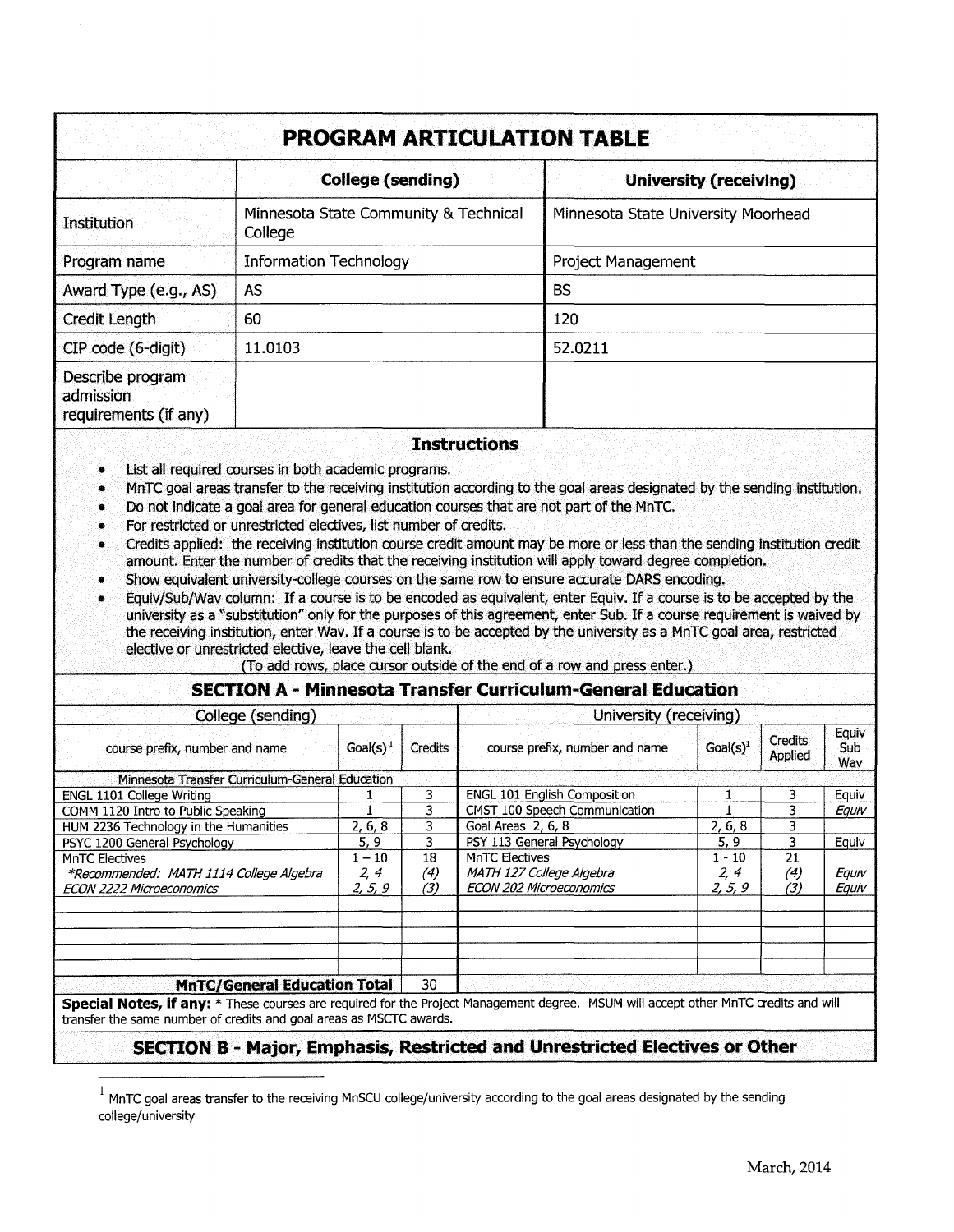# PROGRAM ARTICULATION TABLE

| | College (sending) | University (receiving) |
|---|---|---|
| Institution | Minnesota State Community & Technical College | Minnesota State University Moorhead |
| Program name | Information Technology | Project Management |
| Award Type (e.g., AS) | AS | BS |
| Credit Length | 60 | 120 |
| CIP code (6-digit) | 11.0103 | 52.0211 |
| Describe program admission requirements (if any) | | |

## Instructions

- List all required courses in both academic programs.
- MnTC goal areas transfer to the receiving institution according to the goal areas designated by the sending institution.
- Do not indicate a goal area for general education courses that are not part of the MnTC.
- For restricted or unrestricted electives, list number of credits.
- Credits applied: the receiving institution course credit amount may be more or less than the sending institution credit amount. Enter the number of credits that the receiving institution will apply toward degree completion.
- Show equivalent university-college courses on the same row to ensure accurate DARS encoding.
- Equiv/Sub/Wav column: If a course is to be encoded as equivalent, enter Equiv. If a course is to be accepted by the university as a "substitution" only for the purposes of this agreement, enter Sub. If a course requirement is waived by the receiving institution, enter Wav. If a course is to be accepted by the university as a MnTC goal area, restricted elective or unrestricted elective, leave the cell blank.

(To add rows, place cursor outside of the end of a row and press enter.)

## SECTION A - Minnesota Transfer Curriculum-General Education

| College (sending) | | | University (receiving) | | | |
|---|---|---|---|---|---|---|
| course prefix, number and name | Goal(s)[1] | Credits | course prefix, number and name | Goal(s)[1] | Credits Applied | Equiv Sub Wav |
| Minnesota Transfer Curriculum-General Education | | | | | | |
| ENGL 1101 College Writing | 1 | 3 | ENGL 101 English Composition | 1 | 3 | Equiv |
| COMM 1120 Intro to Public Speaking | 1 | 3 | CMST 100 Speech Communication | 1 | 3 | *Equiv* |
| HUM 2236 Technology in the Humanities | 2, 6, 8 | 3 | Goal Areas 2, 6, 8 | 2, 6, 8 | 3 | |
| PSYC 1200 General Psychology | 5, 9 | 3 | PSY 113 General Psychology | 5, 9 | 3 | Equiv |
| MnTC Electives<br>*\*Recommended: MATH 1114 College Algebra*<br>*ECON 2222 Microeconomics* | 1 – 10<br>*2, 4*<br>*2, 5, 9* | 18<br>*(4)*<br>*(3)* | MnTC Electives<br>*MATH 127 College Algebra*<br>*ECON 202 Microeconomics* | 1 - 10<br>*2, 4*<br>*2, 5, 9* | 21<br>*(4)*<br>*(3)* | <br>*Equiv*<br>*Equiv* |
| | | | | | | |
| | | | | | | |
| | | | | | | |
| | | | | | | |
| **MnTC/General Education Total** | | 30 | | | | |

**Special Notes, if any:** \* These courses are required for the Project Management degree. MSUM will accept other MnTC credits and will transfer the same number of credits and goal areas as MSCTC awards.

## SECTION B - Major, Emphasis, Restricted and Unrestricted Electives or Other

[1] MnTC goal areas transfer to the receiving MnSCU college/university according to the goal areas designated by the sending college/university

March, 2014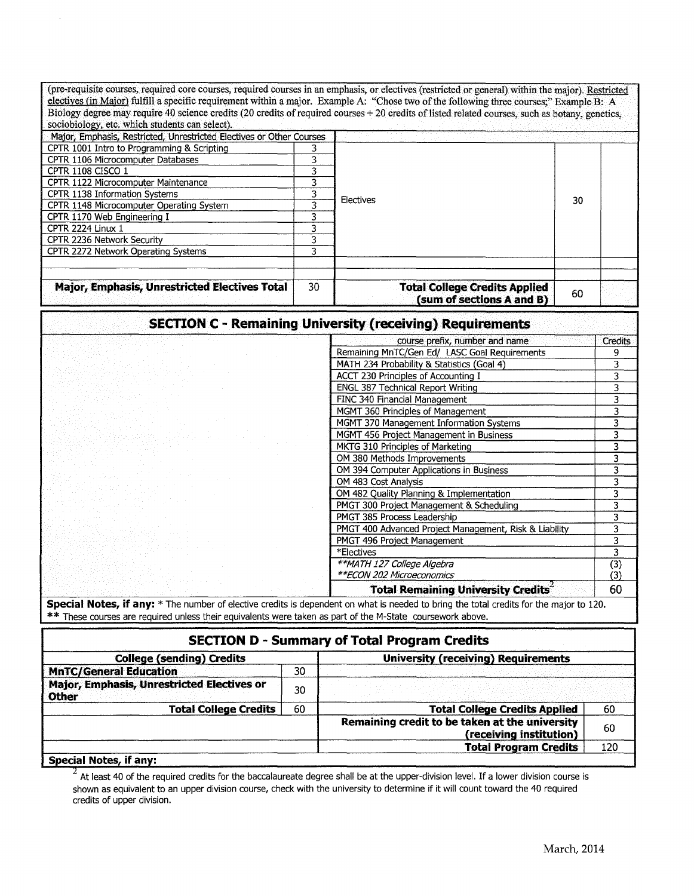(pre-requisite courses, required core courses, required courses in an emphasis, or electives (restricted or general) within the major). Restricted electives (in Major) fulfill a specific requirement within a major. Example A: "Chose two of the following three courses;" Example B: A Biology degree may require 40 science credits (20 credits of required courses + 20 credits of listed related courses, such as botany, genetics, sociobiology, etc. which students can select).

| Major, Emphasis, Restricted, Unrestricted Electives or Other Courses | | | | |
|---|---|---|---|---|
| CPTR 1001 Intro to Programming & Scripting | 3 | Electives | 30 | |
| CPTR 1106 Microcomputer Databases | 3 | | | |
| CPTR 1108 CISCO 1 | 3 | | | |
| CPTR 1122 Microcomputer Maintenance | 3 | | | |
| CPTR 1138 Information Systems | 3 | | | |
| CPTR 1148 Microcomputer Operating System | 3 | | | |
| CPTR 1170 Web Engineering I | 3 | | | |
| CPTR 2224 Linux 1 | 3 | | | |
| CPTR 2236 Network Security | 3 | | | |
| CPTR 2272 Network Operating Systems | 3 | | | |
| | | | | |
| **Major, Emphasis, Unrestricted Electives Total** | 30 | **Total College Credits Applied (sum of sections A and B)** | 60 | |

## SECTION C - Remaining University (receiving) Requirements

| course prefix, number and name | Credits |
|---|---|
| Remaining MnTC/Gen Ed/ LASC Goal Requirements | 9 |
| MATH 234 Probability & Statistics (Goal 4) | 3 |
| ACCT 230 Principles of Accounting I | 3 |
| ENGL 387 Technical Report Writing | 3 |
| FINC 340 Financial Management | 3 |
| MGMT 360 Principles of Management | 3 |
| MGMT 370 Management Information Systems | 3 |
| MGMT 456 Project Management in Business | 3 |
| MKTG 310 Principles of Marketing | 3 |
| OM 380 Methods Improvements | 3 |
| OM 394 Computer Applications in Business | 3 |
| OM 483 Cost Analysis | 3 |
| OM 482 Quality Planning & Implementation | 3 |
| PMGT 300 Project Management & Scheduling | 3 |
| PMGT 385 Process Leadership | 3 |
| PMGT 400 Advanced Project Management, Risk & Liability | 3 |
| PMGT 496 Project Management | 3 |
| *Electives | 3 |
| *\*\*MATH 127 College Algebra* | (3) |
| *\*\*ECON 202 Microeconomics* | (3) |
| **Total Remaining University Credits[2]** | 60 |

**Special Notes, if any:** * The number of elective credits is dependent on what is needed to bring the total credits for the major to 120.
** These courses are required unless their equivalents were taken as part of the M-State coursework above.

## SECTION D - Summary of Total Program Credits

| College (sending) Credits | | University (receiving) Requirements | |
|---|---|---|---|
| **MnTC/General Education** | 30 | | |
| **Major, Emphasis, Unrestricted Electives or Other** | 30 | | |
| **Total College Credits** | 60 | **Total College Credits Applied** | 60 |
| | | **Remaining credit to be taken at the university (receiving institution)** | 60 |
| | | **Total Program Credits** | 120 |

**Special Notes, if any:**

[2] At least 40 of the required credits for the baccalaureate degree shall be at the upper-division level. If a lower division course is shown as equivalent to an upper division course, check with the university to determine if it will count toward the 40 required credits of upper division.

March, 2014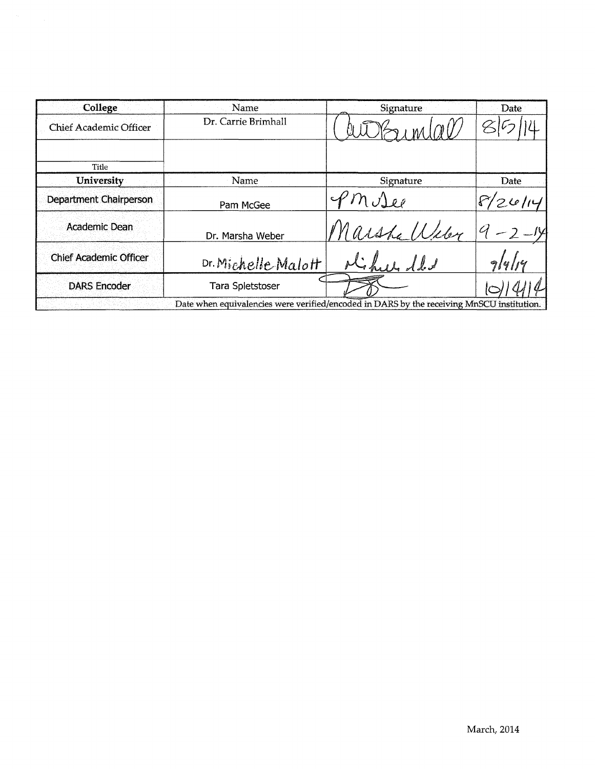| College | Name | Signature | Date |
| --- | --- | --- | --- |
| Chief Academic Officer | Dr. Carrie Brimhall | Carrie Brimhall | 8/5/14 |
| | | | |
| Title | | | |
| **University** | Name | Signature | Date |
| Department Chairperson | Pam McGee | P McGee | 8/26/14 |
| Academic Dean | Dr. Marsha Weber | Marsha Weber | 9-2-14 |
| Chief Academic Officer | Dr. Michelle Malott | Michelle Malott | 9/4/14 |
| DARS Encoder | Tara Spletstoser | | 10/14/14 |
| | Date when equivalencies were verified/encoded in DARS by the receiving MnSCU institution. | | |

March, 2014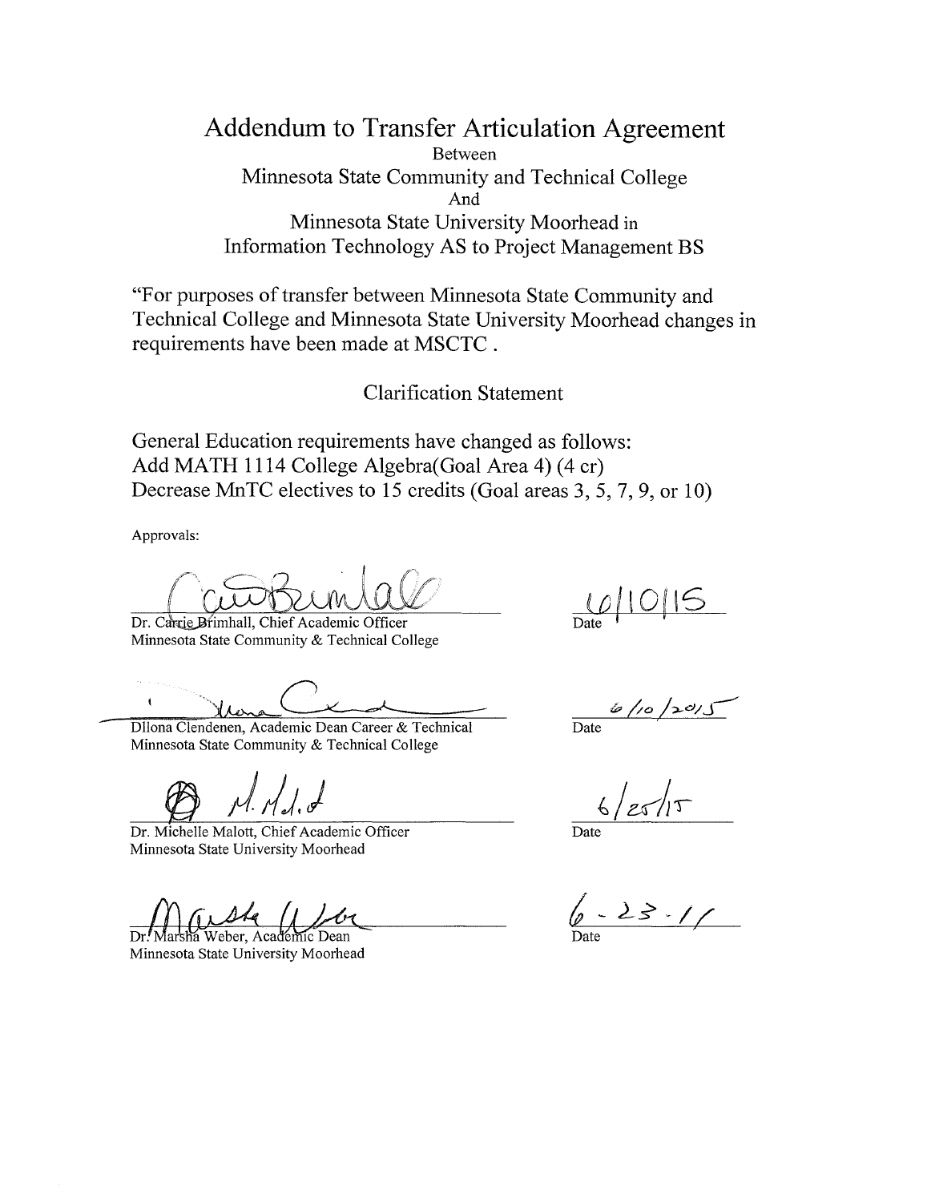# Addendum to Transfer Articulation Agreement

Between

Minnesota State Community and Technical College

And

Minnesota State University Moorhead in

Information Technology AS to Project Management BS

"For purposes of transfer between Minnesota State Community and Technical College and Minnesota State University Moorhead changes in requirements have been made at MSCTC .

Clarification Statement

General Education requirements have changed as follows:
Add MATH 1114 College Algebra(Goal Area 4) (4 cr)
Decrease MnTC electives to 15 credits (Goal areas 3, 5, 7, 9, or 10)

Approvals:

Dr. Carrie Brimhall, Chief Academic Officer
Minnesota State Community & Technical College

Date 6/10/15

DIlona Clendenen, Academic Dean Career & Technical
Minnesota State Community & Technical College

Date 6/10/2015

Dr. Michelle Malott, Chief Academic Officer
Minnesota State University Moorhead

Date 6/25/15

Dr. Marsha Weber, Academic Dean
Minnesota State University Moorhead

Date 6-23-15